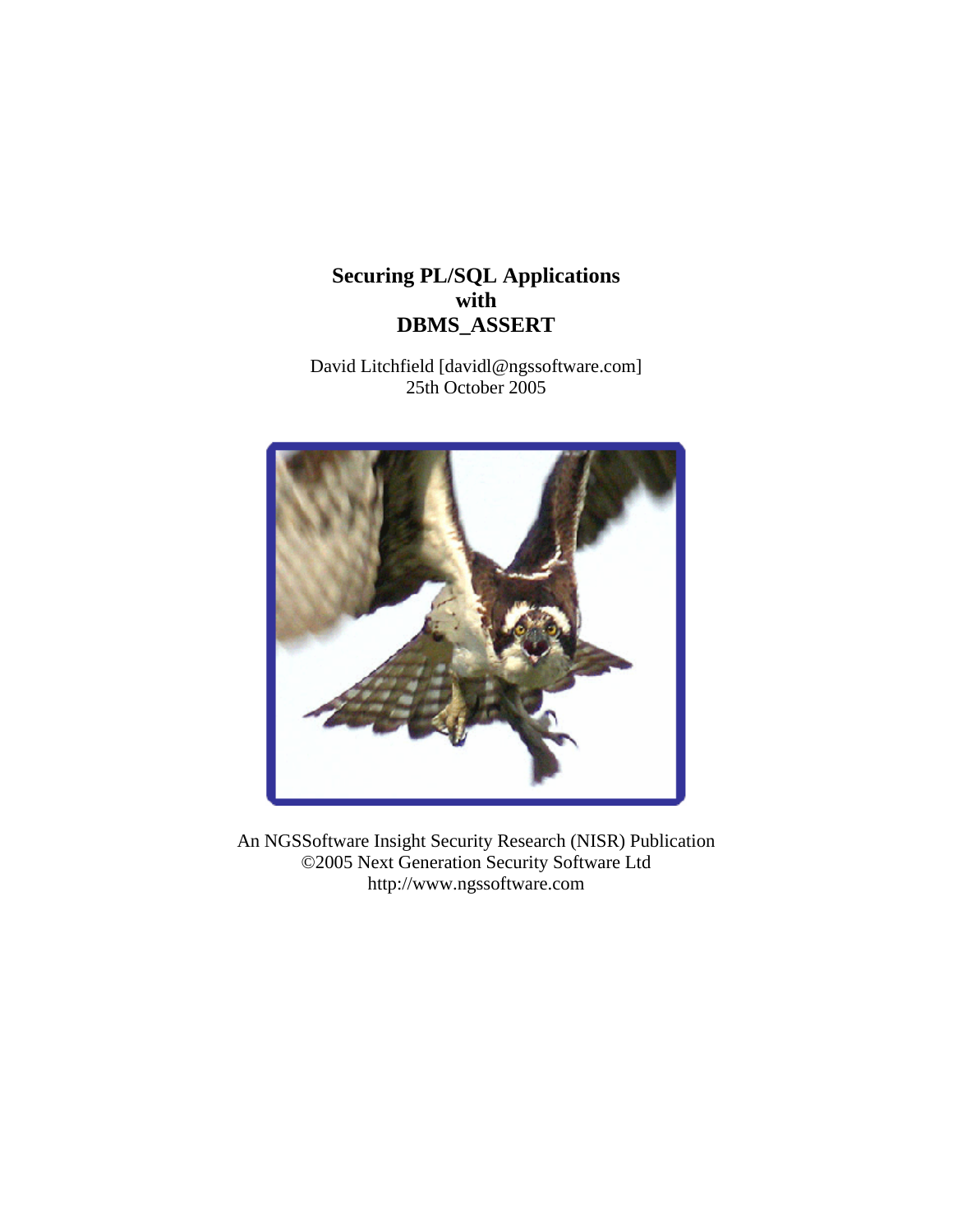# Securing PL/SQL Applications with DBMS_ASSERT

David Litchfield [davidl@ngssoftware.com]
25th October 2005

An NGSSoftware Insight Security Research (NISR) Publication
©2005 Next Generation Security Software Ltd
http://www.ngssoftware.com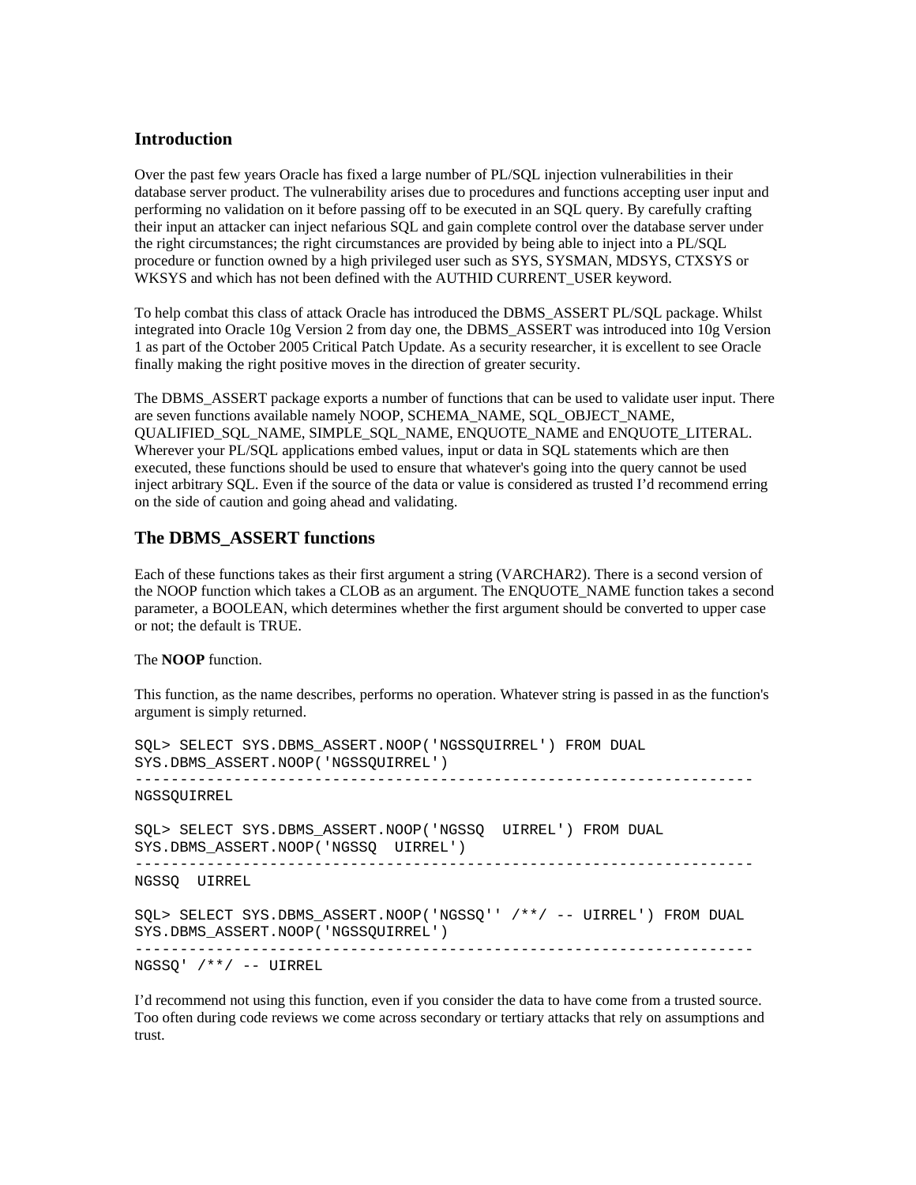## Introduction

Over the past few years Oracle has fixed a large number of PL/SQL injection vulnerabilities in their database server product. The vulnerability arises due to procedures and functions accepting user input and performing no validation on it before passing off to be executed in an SQL query. By carefully crafting their input an attacker can inject nefarious SQL and gain complete control over the database server under the right circumstances; the right circumstances are provided by being able to inject into a PL/SQL procedure or function owned by a high privileged user such as SYS, SYSMAN, MDSYS, CTXSYS or WKSYS and which has not been defined with the AUTHID CURRENT_USER keyword.

To help combat this class of attack Oracle has introduced the DBMS_ASSERT PL/SQL package. Whilst integrated into Oracle 10g Version 2 from day one, the DBMS_ASSERT was introduced into 10g Version 1 as part of the October 2005 Critical Patch Update. As a security researcher, it is excellent to see Oracle finally making the right positive moves in the direction of greater security.

The DBMS_ASSERT package exports a number of functions that can be used to validate user input. There are seven functions available namely NOOP, SCHEMA_NAME, SQL_OBJECT_NAME, QUALIFIED_SQL_NAME, SIMPLE_SQL_NAME, ENQUOTE_NAME and ENQUOTE_LITERAL. Wherever your PL/SQL applications embed values, input or data in SQL statements which are then executed, these functions should be used to ensure that whatever's going into the query cannot be used inject arbitrary SQL. Even if the source of the data or value is considered as trusted I'd recommend erring on the side of caution and going ahead and validating.

## The DBMS_ASSERT functions

Each of these functions takes as their first argument a string (VARCHAR2). There is a second version of the NOOP function which takes a CLOB as an argument. The ENQUOTE_NAME function takes a second parameter, a BOOLEAN, which determines whether the first argument should be converted to upper case or not; the default is TRUE.

The **NOOP** function.

This function, as the name describes, performs no operation. Whatever string is passed in as the function's argument is simply returned.

```
SQL> SELECT SYS.DBMS_ASSERT.NOOP('NGSSQUIRREL') FROM DUAL
SYS.DBMS_ASSERT.NOOP('NGSSQUIRREL')
----------------------------------------------------------------------
NGSSQUIRREL

SQL> SELECT SYS.DBMS_ASSERT.NOOP('NGSSQ  UIRREL') FROM DUAL
SYS.DBMS_ASSERT.NOOP('NGSSQ  UIRREL')
----------------------------------------------------------------------
NGSSQ  UIRREL

SQL> SELECT SYS.DBMS_ASSERT.NOOP('NGSSQ'' /**/ -- UIRREL') FROM DUAL
SYS.DBMS_ASSERT.NOOP('NGSSQUIRREL')
----------------------------------------------------------------------
NGSSQ' /**/ -- UIRREL
```

I'd recommend not using this function, even if you consider the data to have come from a trusted source. Too often during code reviews we come across secondary or tertiary attacks that rely on assumptions and trust.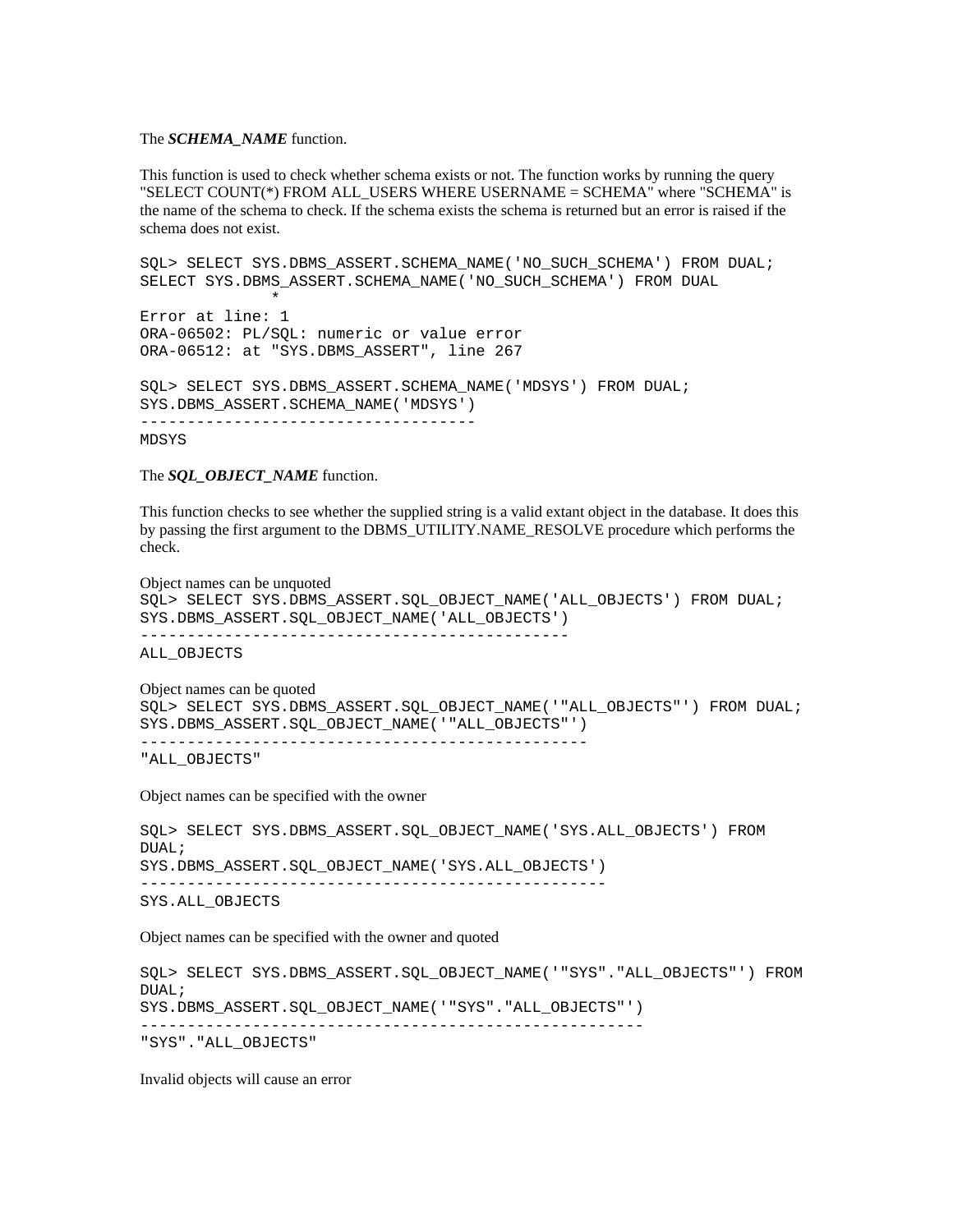The ***SCHEMA_NAME*** function.

This function is used to check whether schema exists or not. The function works by running the query "SELECT COUNT(*) FROM ALL_USERS WHERE USERNAME = SCHEMA" where "SCHEMA" is the name of the schema to check. If the schema exists the schema is returned but an error is raised if the schema does not exist.

```
SQL> SELECT SYS.DBMS_ASSERT.SCHEMA_NAME('NO_SUCH_SCHEMA') FROM DUAL;
SELECT SYS.DBMS_ASSERT.SCHEMA_NAME('NO_SUCH_SCHEMA') FROM DUAL
            *
Error at line: 1
ORA-06502: PL/SQL: numeric or value error
ORA-06512: at "SYS.DBMS_ASSERT", line 267

SQL> SELECT SYS.DBMS_ASSERT.SCHEMA_NAME('MDSYS') FROM DUAL;
SYS.DBMS_ASSERT.SCHEMA_NAME('MDSYS')
------------------------------------
MDSYS
```

The ***SQL_OBJECT_NAME*** function.

This function checks to see whether the supplied string is a valid extant object in the database. It does this by passing the first argument to the DBMS_UTILITY.NAME_RESOLVE procedure which performs the check.

Object names can be unquoted

```
SQL> SELECT SYS.DBMS_ASSERT.SQL_OBJECT_NAME('ALL_OBJECTS') FROM DUAL;
SYS.DBMS_ASSERT.SQL_OBJECT_NAME('ALL_OBJECTS')
----------------------------------------------
ALL_OBJECTS
```

Object names can be quoted

```
SQL> SELECT SYS.DBMS_ASSERT.SQL_OBJECT_NAME('"ALL_OBJECTS"') FROM DUAL;
SYS.DBMS_ASSERT.SQL_OBJECT_NAME('"ALL_OBJECTS"')
------------------------------------------------
"ALL_OBJECTS"
```

Object names can be specified with the owner

```
SQL> SELECT SYS.DBMS_ASSERT.SQL_OBJECT_NAME('SYS.ALL_OBJECTS') FROM
DUAL;
SYS.DBMS_ASSERT.SQL_OBJECT_NAME('SYS.ALL_OBJECTS')
--------------------------------------------------
SYS.ALL_OBJECTS
```

Object names can be specified with the owner and quoted

```
SQL> SELECT SYS.DBMS_ASSERT.SQL_OBJECT_NAME('"SYS"."ALL_OBJECTS"') FROM
DUAL;
SYS.DBMS_ASSERT.SQL_OBJECT_NAME('"SYS"."ALL_OBJECTS"')
------------------------------------------------------
"SYS"."ALL_OBJECTS"
```

Invalid objects will cause an error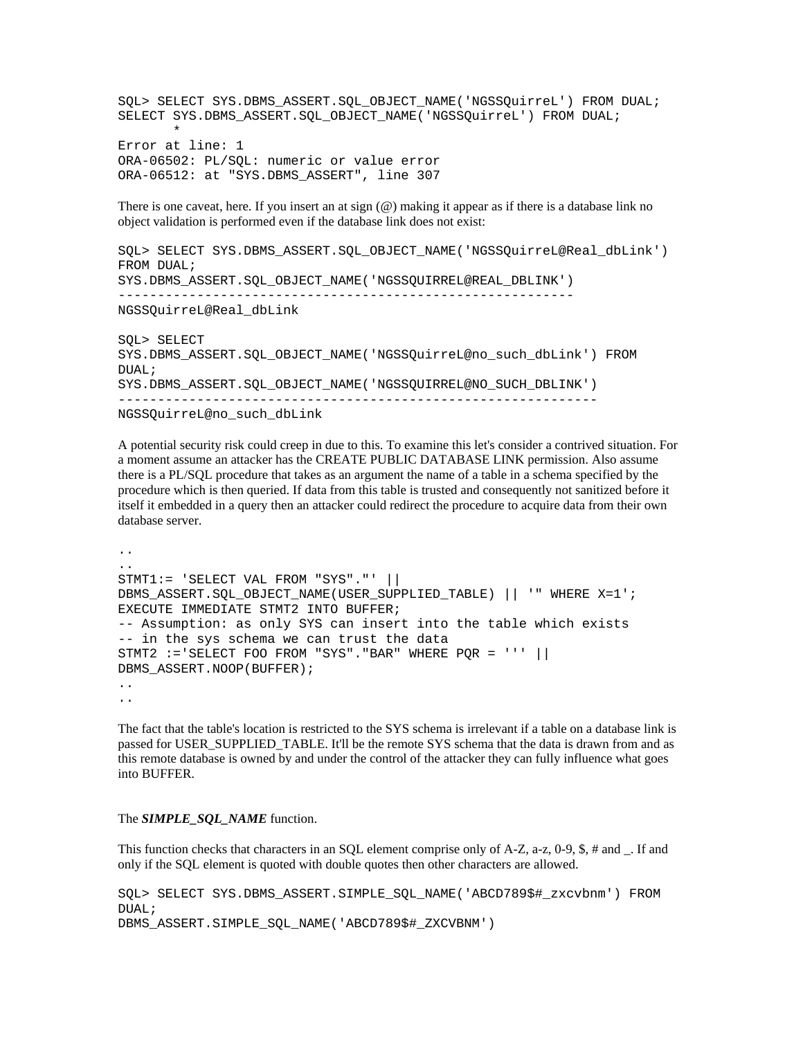```
SQL> SELECT SYS.DBMS_ASSERT.SQL_OBJECT_NAME('NGSSQuirreL') FROM DUAL;
SELECT SYS.DBMS_ASSERT.SQL_OBJECT_NAME('NGSSQuirreL') FROM DUAL;
       *
Error at line: 1
ORA-06502: PL/SQL: numeric or value error
ORA-06512: at "SYS.DBMS_ASSERT", line 307
```

There is one caveat, here. If you insert an at sign (@) making it appear as if there is a database link no object validation is performed even if the database link does not exist:

```
SQL> SELECT SYS.DBMS_ASSERT.SQL_OBJECT_NAME('NGSSQuirreL@Real_dbLink')
FROM DUAL;
SYS.DBMS_ASSERT.SQL_OBJECT_NAME('NGSSQUIRREL@REAL_DBLINK')
----------------------------------------------------------
NGSSQuirreL@Real_dbLink

SQL> SELECT
SYS.DBMS_ASSERT.SQL_OBJECT_NAME('NGSSQuirreL@no_such_dbLink') FROM
DUAL;
SYS.DBMS_ASSERT.SQL_OBJECT_NAME('NGSSQUIRREL@NO_SUCH_DBLINK')
-------------------------------------------------------------
NGSSQuirreL@no_such_dbLink
```

A potential security risk could creep in due to this. To examine this let's consider a contrived situation. For a moment assume an attacker has the CREATE PUBLIC DATABASE LINK permission. Also assume there is a PL/SQL procedure that takes as an argument the name of a table in a schema specified by the procedure which is then queried. If data from this table is trusted and consequently not sanitized before it itself it embedded in a query then an attacker could redirect the procedure to acquire data from their own database server.

```
..
..
STMT1:= 'SELECT VAL FROM "SYS"."' ||
DBMS_ASSERT.SQL_OBJECT_NAME(USER_SUPPLIED_TABLE) || '" WHERE X=1';
EXECUTE IMMEDIATE STMT2 INTO BUFFER;
-- Assumption: as only SYS can insert into the table which exists
-- in the sys schema we can trust the data
STMT2 :='SELECT FOO FROM "SYS"."BAR" WHERE PQR = ''' ||
DBMS_ASSERT.NOOP(BUFFER);
..
..
```

The fact that the table's location is restricted to the SYS schema is irrelevant if a table on a database link is passed for USER_SUPPLIED_TABLE. It'll be the remote SYS schema that the data is drawn from and as this remote database is owned by and under the control of the attacker they can fully influence what goes into BUFFER.

The ***SIMPLE_SQL_NAME*** function.

This function checks that characters in an SQL element comprise only of A-Z, a-z, 0-9, $, # and _. If and only if the SQL element is quoted with double quotes then other characters are allowed.

```
SQL> SELECT SYS.DBMS_ASSERT.SIMPLE_SQL_NAME('ABCD789$#_zxcvbnm') FROM
DUAL;
DBMS_ASSERT.SIMPLE_SQL_NAME('ABCD789$#_ZXCVBNM')
```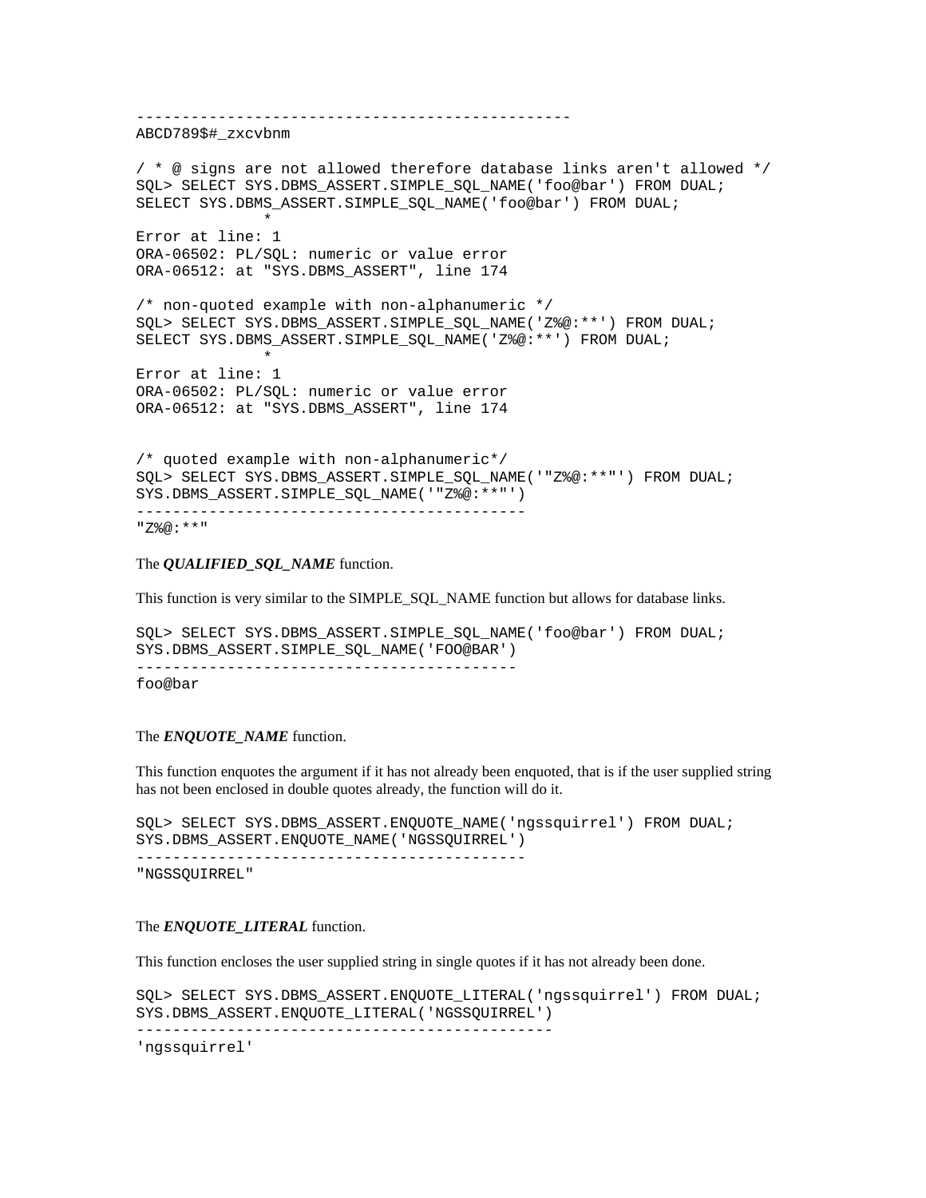```
----------------------------------------------
ABCD789$#_zxcvbnm

/ * @ signs are not allowed therefore database links aren't allowed */
SQL> SELECT SYS.DBMS_ASSERT.SIMPLE_SQL_NAME('foo@bar') FROM DUAL;
SELECT SYS.DBMS_ASSERT.SIMPLE_SQL_NAME('foo@bar') FROM DUAL;
              *
Error at line: 1
ORA-06502: PL/SQL: numeric or value error
ORA-06512: at "SYS.DBMS_ASSERT", line 174

/* non-quoted example with non-alphanumeric */
SQL> SELECT SYS.DBMS_ASSERT.SIMPLE_SQL_NAME('Z%@:**') FROM DUAL;
SELECT SYS.DBMS_ASSERT.SIMPLE_SQL_NAME('Z%@:**') FROM DUAL;
              *
Error at line: 1
ORA-06502: PL/SQL: numeric or value error
ORA-06512: at "SYS.DBMS_ASSERT", line 174


/* quoted example with non-alphanumeric*/
SQL> SELECT SYS.DBMS_ASSERT.SIMPLE_SQL_NAME('"Z%@:**"') FROM DUAL;
SYS.DBMS_ASSERT.SIMPLE_SQL_NAME('"Z%@:**"')
------------------------------------------
"Z%@:**"
```

The ***QUALIFIED_SQL_NAME*** function.

This function is very similar to the SIMPLE_SQL_NAME function but allows for database links.

```
SQL> SELECT SYS.DBMS_ASSERT.SIMPLE_SQL_NAME('foo@bar') FROM DUAL;
SYS.DBMS_ASSERT.SIMPLE_SQL_NAME('FOO@BAR')
-----------------------------------------
foo@bar
```

The ***ENQUOTE_NAME*** function.

This function enquotes the argument if it has not already been enquoted, that is if the user supplied string has not been enclosed in double quotes already, the function will do it.

```
SQL> SELECT SYS.DBMS_ASSERT.ENQUOTE_NAME('ngssquirrel') FROM DUAL;
SYS.DBMS_ASSERT.ENQUOTE_NAME('NGSSQUIRREL')
------------------------------------------
"NGSSQUIRREL"
```

The ***ENQUOTE_LITERAL*** function.

This function encloses the user supplied string in single quotes if it has not already been done.

```
SQL> SELECT SYS.DBMS_ASSERT.ENQUOTE_LITERAL('ngssquirrel') FROM DUAL;
SYS.DBMS_ASSERT.ENQUOTE_LITERAL('NGSSQUIRREL')
---------------------------------------------
'ngssquirrel'
```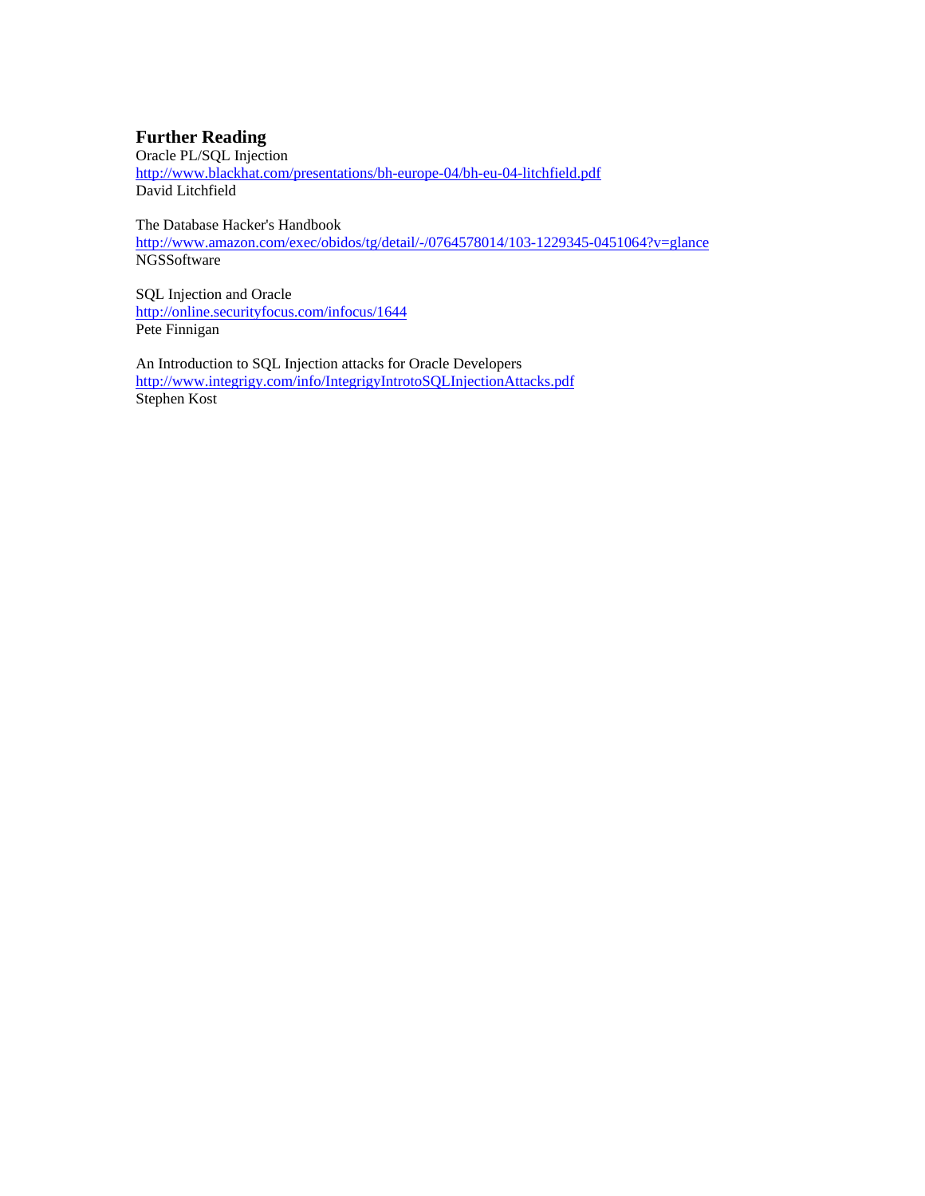## Further Reading

Oracle PL/SQL Injection
http://www.blackhat.com/presentations/bh-europe-04/bh-eu-04-litchfield.pdf
David Litchfield

The Database Hacker's Handbook
http://www.amazon.com/exec/obidos/tg/detail/-/0764578014/103-1229345-0451064?v=glance
NGSSoftware

SQL Injection and Oracle
http://online.securityfocus.com/infocus/1644
Pete Finnigan

An Introduction to SQL Injection attacks for Oracle Developers
http://www.integrigy.com/info/IntegrigyIntrotoSQLInjectionAttacks.pdf
Stephen Kost